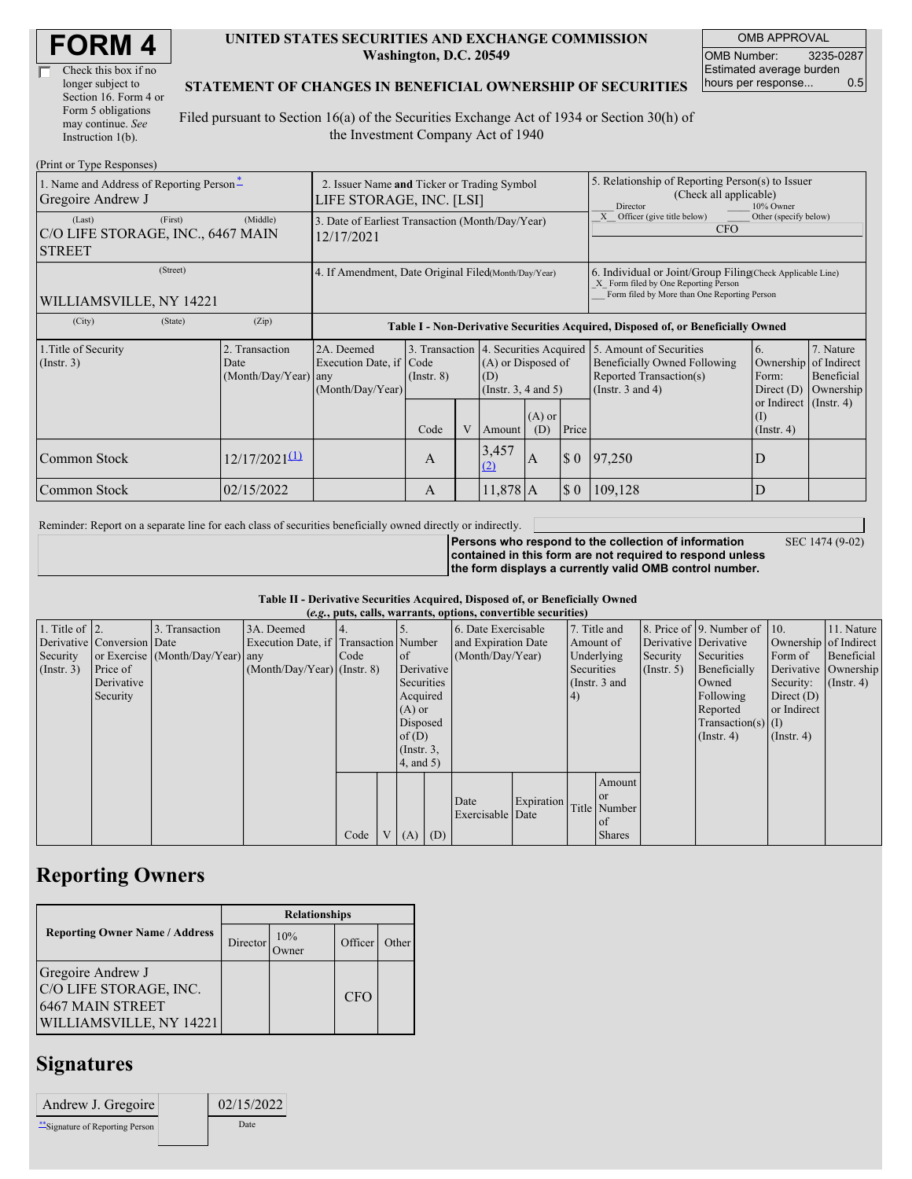# FORM 4

☐ Check this box if no longer subject to Section 16. Form 4 or Form 5 obligations may continue. *See* Instruction 1(b).

**UNITED STATES SECURITIES AND EXCHANGE COMMISSION**
**Washington, D.C. 20549**

**STATEMENT OF CHANGES IN BENEFICIAL OWNERSHIP OF SECURITIES**

Filed pursuant to Section 16(a) of the Securities Exchange Act of 1934 or Section 30(h) of the Investment Company Act of 1940

| OMB APPROVAL | |
|---|---|
| OMB Number: | 3235-0287 |
| Estimated average burden hours per response... | 0.5 |

(Print or Type Responses)

| 1. Name and Address of Reporting Person * | 2. Issuer Name and Ticker or Trading Symbol | 5. Relationship of Reporting Person(s) to Issuer (Check all applicable) |
|---|---|---|
| Gregoire Andrew J | LIFE STORAGE, INC. [LSI] | ___ Director ___ 10% Owner _X_ Officer (give title below) ___ Other (specify below) |
| (Last) (First) (Middle) C/O LIFE STORAGE, INC., 6467 MAIN STREET | 3. Date of Earliest Transaction (Month/Day/Year) 12/17/2021 | CFO |
| (Street) WILLIAMSVILLE, NY 14221 | 4. If Amendment, Date Original Filed (Month/Day/Year) | 6. Individual or Joint/Group Filing (Check Applicable Line) _X_ Form filed by One Reporting Person ___ Form filed by More than One Reporting Person |
| (City) (State) (Zip) | | |

**Table I - Non-Derivative Securities Acquired, Disposed of, or Beneficially Owned**

| 1.Title of Security (Instr. 3) | 2. Transaction Date (Month/Day/Year) | 2A. Deemed Execution Date, if any (Month/Day/Year) | 3. Transaction Code (Instr. 8) | | 4. Securities Acquired (A) or Disposed of (D) (Instr. 3, 4 and 5) | | | 5. Amount of Securities Beneficially Owned Following Reported Transaction(s) (Instr. 3 and 4) | 6. Ownership Form: Direct (D) or Indirect (I) (Instr. 4) | 7. Nature of Indirect Beneficial Ownership (Instr. 4) |
|---|---|---|---|---|---|---|---|---|---|---|
| | | | Code | V | Amount | (A) or (D) | Price | | | |
| Common Stock | 12/17/2021 [(1)] | | A | | 3,457 [(2)] | A | $ 0 | 97,250 | D | |
| Common Stock | 02/15/2022 | | A | | 11,878 | A | $ 0 | 109,128 | D | |

Reminder: Report on a separate line for each class of securities beneficially owned directly or indirectly.

**Persons who respond to the collection of information contained in this form are not required to respond unless the form displays a currently valid OMB control number.** SEC 1474 (9-02)

**Table II - Derivative Securities Acquired, Disposed of, or Beneficially Owned**
**(*e.g.*, puts, calls, warrants, options, convertible securities)**

| 1. Title of Derivative Security (Instr. 3) | 2. Conversion or Exercise Price of Derivative Security | 3. Transaction Date (Month/Day/Year) | 3A. Deemed Execution Date, if any (Month/Day/Year) | 4. Transaction Code (Instr. 8) | | 5. Number of Derivative Securities Acquired (A) or Disposed of (D) (Instr. 3, 4, and 5) | | 6. Date Exercisable and Expiration Date (Month/Day/Year) | | 7. Title and Amount of Underlying Securities (Instr. 3 and 4) | | 8. Price of Derivative Security (Instr. 5) | 9. Number of Derivative Securities Beneficially Owned Following Reported Transaction(s) (Instr. 4) | 10. Ownership Form of Derivative Security: Direct (D) or Indirect (I) (Instr. 4) | 11. Nature of Indirect Beneficial Ownership (Instr. 4) |
|---|---|---|---|---|---|---|---|---|---|---|---|---|---|---|---|
| | | | | Code | V | (A) | (D) | Date Exercisable | Expiration Date | Title | Amount or Number of Shares | | | | |

## Reporting Owners

| Reporting Owner Name / Address | Relationships | | | |
|---|---|---|---|---|
| | Director | 10% Owner | Officer | Other |
| Gregoire Andrew J C/O LIFE STORAGE, INC. 6467 MAIN STREET WILLIAMSVILLE, NY 14221 | | | CFO | |

## Signatures

| Andrew J. Gregoire | | 02/15/2022 |
|---|---|---|
| ** Signature of Reporting Person | | Date |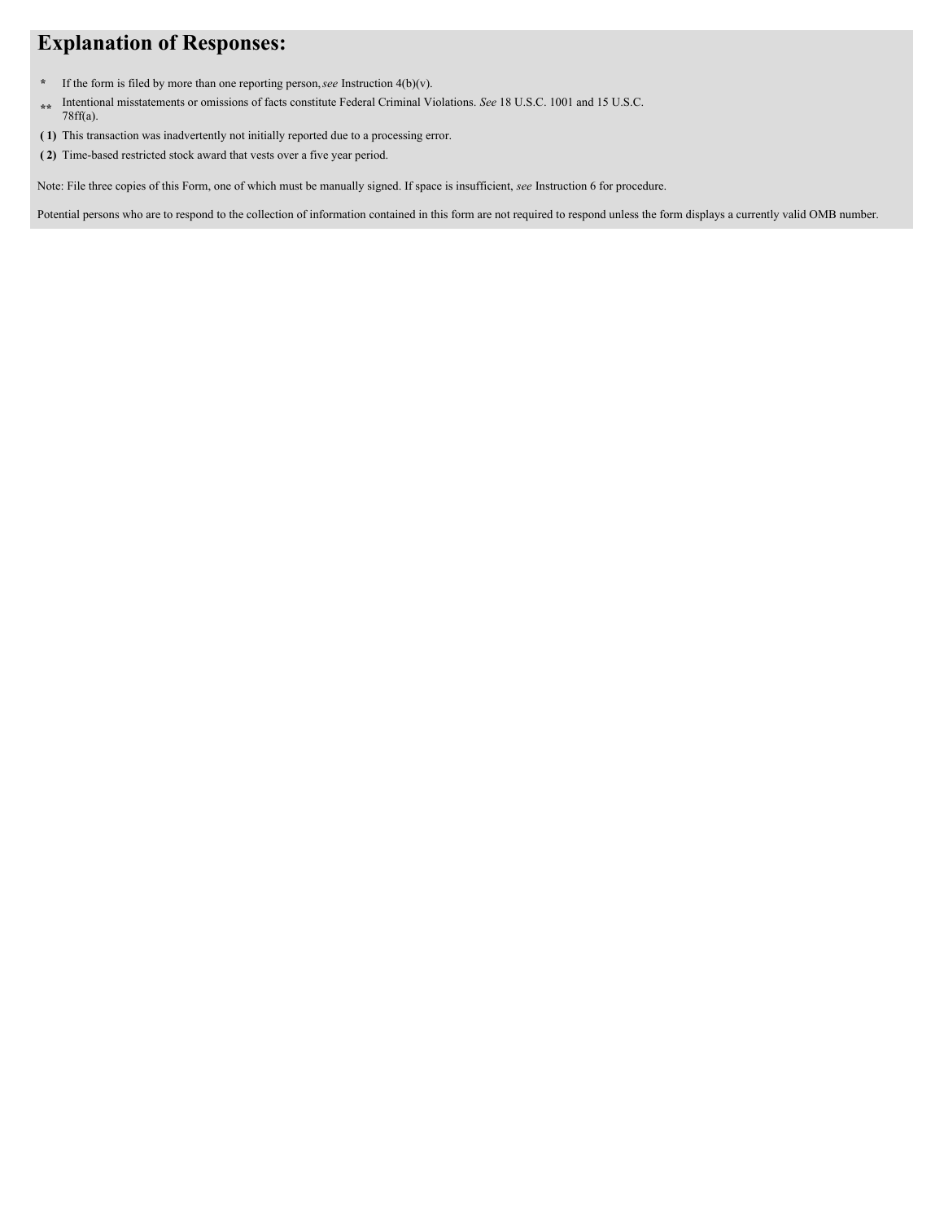## Explanation of Responses:

- \* If the form is filed by more than one reporting person, *see* Instruction 4(b)(v).
- \*\* Intentional misstatements or omissions of facts constitute Federal Criminal Violations. *See* 18 U.S.C. 1001 and 15 U.S.C. 78ff(a).
- **( 1)** This transaction was inadvertently not initially reported due to a processing error.
- **( 2)** Time-based restricted stock award that vests over a five year period.

Note: File three copies of this Form, one of which must be manually signed. If space is insufficient, *see* Instruction 6 for procedure.

Potential persons who are to respond to the collection of information contained in this form are not required to respond unless the form displays a currently valid OMB number.